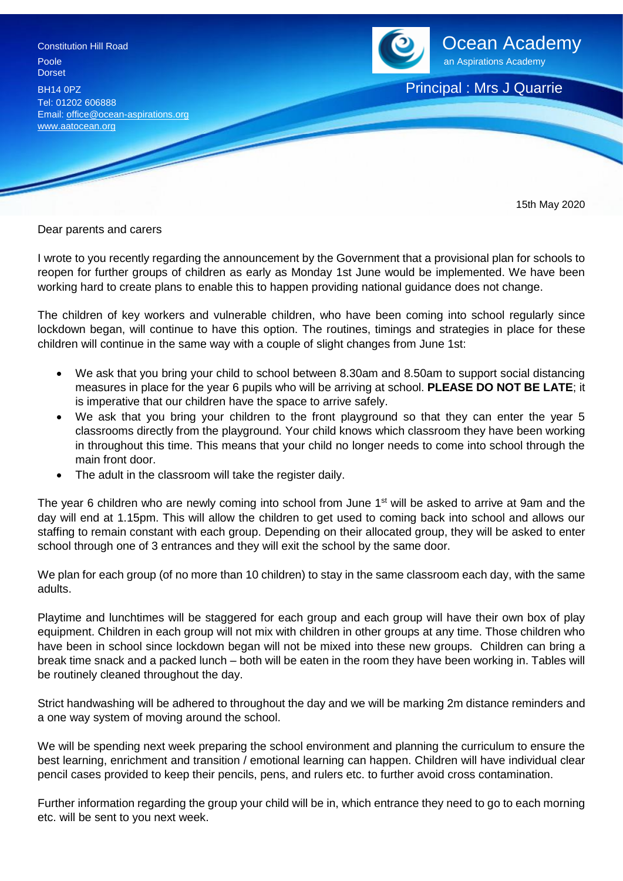Constitution Hill Road
Poole
Dorset
BH14 0PZ
Tel: 01202 606888
Email: office@ocean-aspirations.org
www.aatocean.org

# Ocean Academy

an Aspirations Academy

Principal : Mrs J Quarrie

15th May 2020

Dear parents and carers

I wrote to you recently regarding the announcement by the Government that a provisional plan for schools to reopen for further groups of children as early as Monday 1st June would be implemented. We have been working hard to create plans to enable this to happen providing national guidance does not change.

The children of key workers and vulnerable children, who have been coming into school regularly since lockdown began, will continue to have this option. The routines, timings and strategies in place for these children will continue in the same way with a couple of slight changes from June 1st:

- We ask that you bring your child to school between 8.30am and 8.50am to support social distancing measures in place for the year 6 pupils who will be arriving at school. **PLEASE DO NOT BE LATE**; it is imperative that our children have the space to arrive safely.
- We ask that you bring your children to the front playground so that they can enter the year 5 classrooms directly from the playground. Your child knows which classroom they have been working in throughout this time. This means that your child no longer needs to come into school through the main front door.
- The adult in the classroom will take the register daily.

The year 6 children who are newly coming into school from June 1st will be asked to arrive at 9am and the day will end at 1.15pm. This will allow the children to get used to coming back into school and allows our staffing to remain constant with each group. Depending on their allocated group, they will be asked to enter school through one of 3 entrances and they will exit the school by the same door.

We plan for each group (of no more than 10 children) to stay in the same classroom each day, with the same adults.

Playtime and lunchtimes will be staggered for each group and each group will have their own box of play equipment. Children in each group will not mix with children in other groups at any time. Those children who have been in school since lockdown began will not be mixed into these new groups. Children can bring a break time snack and a packed lunch – both will be eaten in the room they have been working in. Tables will be routinely cleaned throughout the day.

Strict handwashing will be adhered to throughout the day and we will be marking 2m distance reminders and a one way system of moving around the school.

We will be spending next week preparing the school environment and planning the curriculum to ensure the best learning, enrichment and transition / emotional learning can happen. Children will have individual clear pencil cases provided to keep their pencils, pens, and rulers etc. to further avoid cross contamination.

Further information regarding the group your child will be in, which entrance they need to go to each morning etc. will be sent to you next week.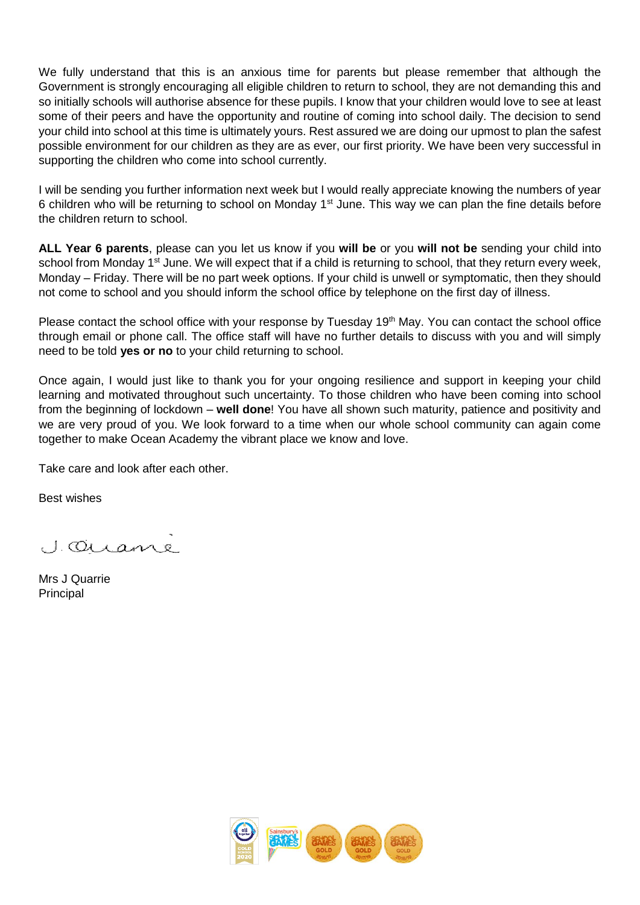We fully understand that this is an anxious time for parents but please remember that although the Government is strongly encouraging all eligible children to return to school, they are not demanding this and so initially schools will authorise absence for these pupils. I know that your children would love to see at least some of their peers and have the opportunity and routine of coming into school daily. The decision to send your child into school at this time is ultimately yours. Rest assured we are doing our upmost to plan the safest possible environment for our children as they are as ever, our first priority. We have been very successful in supporting the children who come into school currently.

I will be sending you further information next week but I would really appreciate knowing the numbers of year 6 children who will be returning to school on Monday 1st June. This way we can plan the fine details before the children return to school.

**ALL Year 6 parents**, please can you let us know if you **will be** or you **will not be** sending your child into school from Monday 1st June. We will expect that if a child is returning to school, that they return every week, Monday – Friday. There will be no part week options. If your child is unwell or symptomatic, then they should not come to school and you should inform the school office by telephone on the first day of illness.

Please contact the school office with your response by Tuesday 19th May. You can contact the school office through email or phone call. The office staff will have no further details to discuss with you and will simply need to be told **yes or no** to your child returning to school.

Once again, I would just like to thank you for your ongoing resilience and support in keeping your child learning and motivated throughout such uncertainty. To those children who have been coming into school from the beginning of lockdown – **well done**! You have all shown such maturity, patience and positivity and we are very proud of you. We look forward to a time when our whole school community can again come together to make Ocean Academy the vibrant place we know and love.

Take care and look after each other.

Best wishes

J. Quarrie

Mrs J Quarrie
Principal